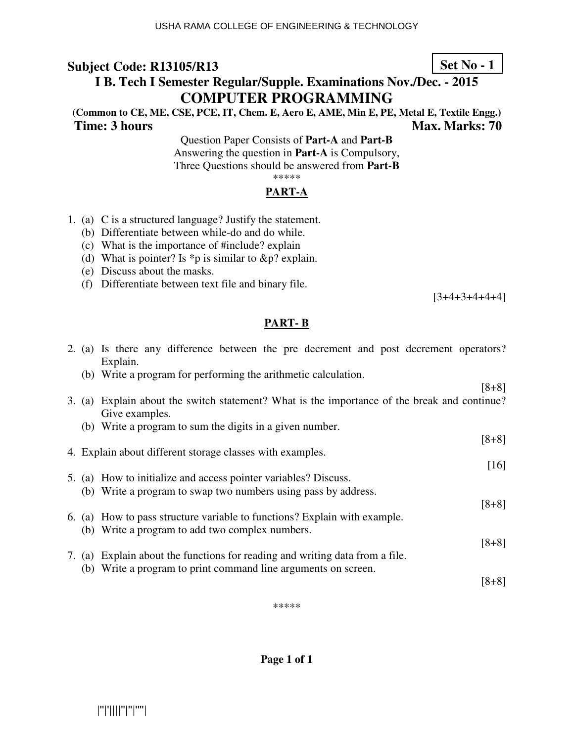**Subject Code: R13105/R13** **Set No - 1**

## I B. Tech I Semester Regular/Supple. Examinations Nov./Dec. - 2015

# COMPUTER PROGRAMMING

**(Common to CE, ME, CSE, PCE, IT, Chem. E, Aero E, AME, Min E, PE, Metal E, Textile Engg.)**

**Time: 3 hours** **Max. Marks: 70**

Question Paper Consists of **Part-A** and **Part-B**
Answering the question in **Part-A** is Compulsory,
Three Questions should be answered from **Part-B**

*****

## PART-A

1. (a) C is a structured language? Justify the statement.
   (b) Differentiate between while-do and do while.
   (c) What is the importance of #include? explain
   (d) What is pointer? Is *p is similar to &p? explain.
   (e) Discuss about the masks.
   (f) Differentiate between text file and binary file.

[3+4+3+4+4+4]

## PART- B

2. (a) Is there any difference between the pre decrement and post decrement operators? Explain.
   (b) Write a program for performing the arithmetic calculation.

[8+8]

3. (a) Explain about the switch statement? What is the importance of the break and continue? Give examples.
   (b) Write a program to sum the digits in a given number.

[8+8]

4. Explain about different storage classes with examples.

[16]

5. (a) How to initialize and access pointer variables? Discuss.
   (b) Write a program to swap two numbers using pass by address.

[8+8]

6. (a) How to pass structure variable to functions? Explain with example.
   (b) Write a program to add two complex numbers.

[8+8]

7. (a) Explain about the functions for reading and writing data from a file.
   (b) Write a program to print command line arguments on screen.

[8+8]

*****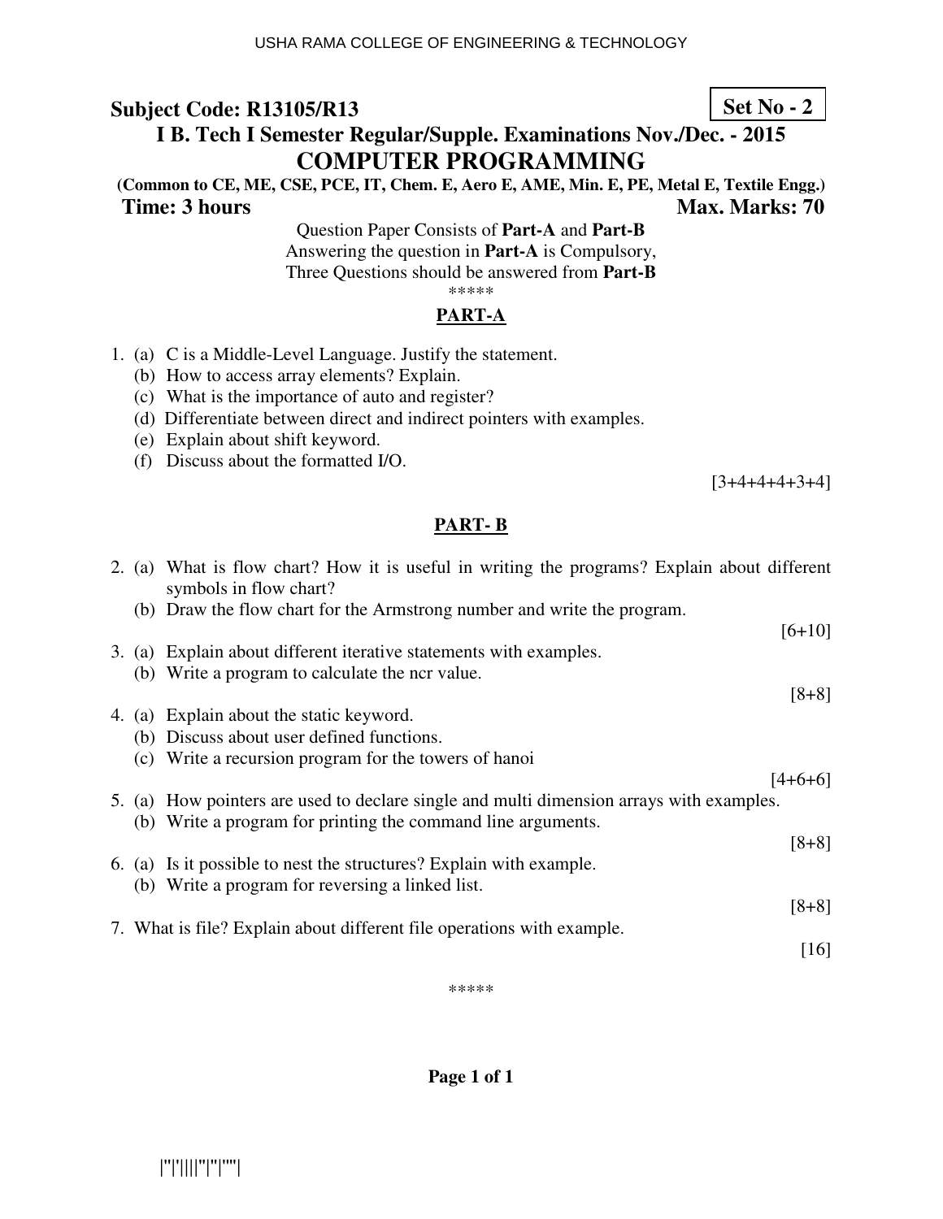**Subject Code: R13105/R13** **Set No - 2**

**I B. Tech I Semester Regular/Supple. Examinations Nov./Dec. - 2015**

# COMPUTER PROGRAMMING

**(Common to CE, ME, CSE, PCE, IT, Chem. E, Aero E, AME, Min. E, PE, Metal E, Textile Engg.)**

**Time: 3 hours** **Max. Marks: 70**

Question Paper Consists of **Part-A** and **Part-B**
Answering the question in **Part-A** is Compulsory,
Three Questions should be answered from **Part-B**

*****

## PART-A

1. (a) C is a Middle-Level Language. Justify the statement.
   (b) How to access array elements? Explain.
   (c) What is the importance of auto and register?
   (d) Differentiate between direct and indirect pointers with examples.
   (e) Explain about shift keyword.
   (f) Discuss about the formatted I/O.

[3+4+4+4+3+4]

## PART- B

2. (a) What is flow chart? How it is useful in writing the programs? Explain about different symbols in flow chart?
   (b) Draw the flow chart for the Armstrong number and write the program.

[6+10]

3. (a) Explain about different iterative statements with examples.
   (b) Write a program to calculate the ncr value.

[8+8]

4. (a) Explain about the static keyword.
   (b) Discuss about user defined functions.
   (c) Write a recursion program for the towers of hanoi

[4+6+6]

5. (a) How pointers are used to declare single and multi dimension arrays with examples.
   (b) Write a program for printing the command line arguments.

[8+8]

6. (a) Is it possible to nest the structures? Explain with example.
   (b) Write a program for reversing a linked list.

[8+8]

7. What is file? Explain about different file operations with example.

[16]

*****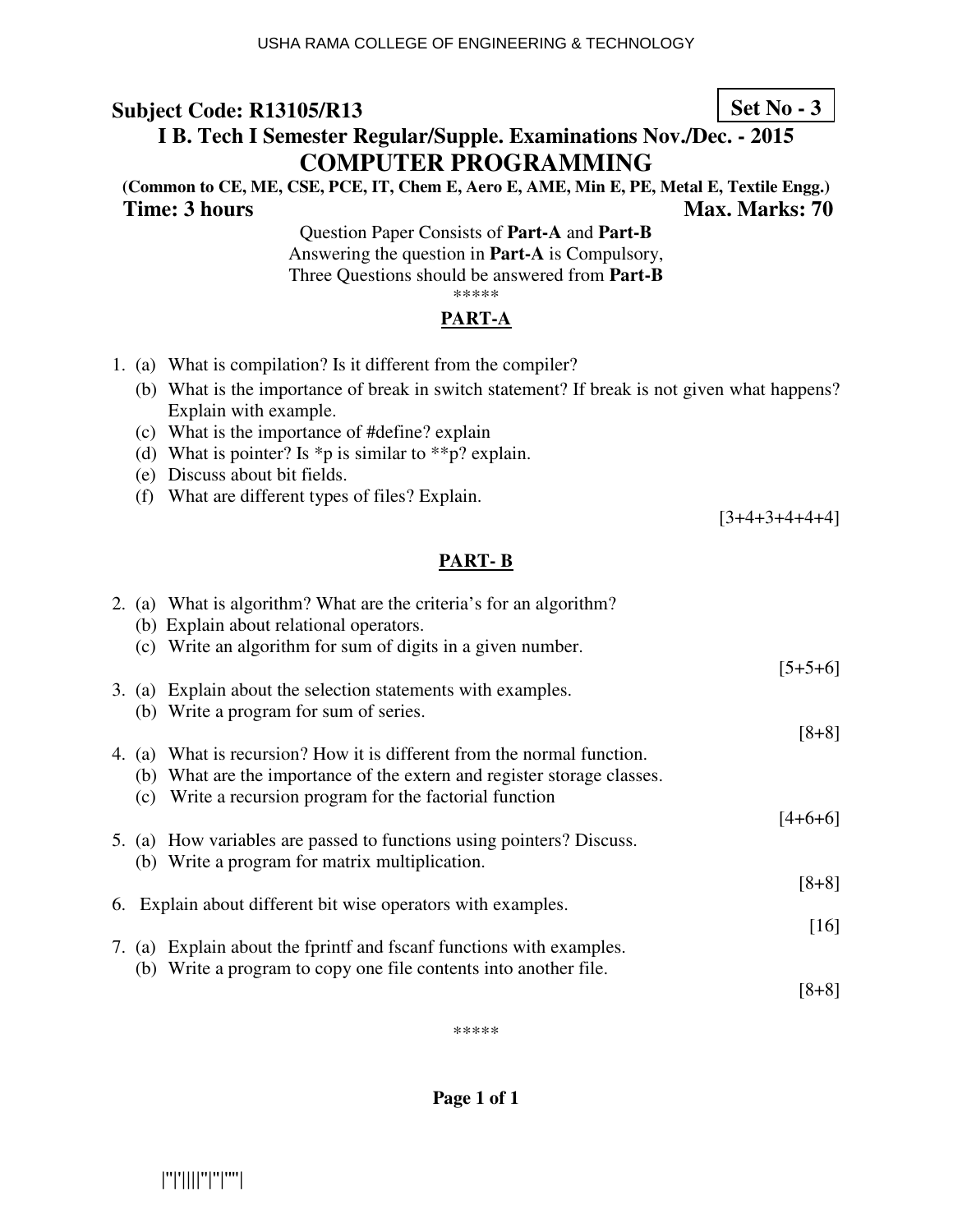**Subject Code: R13105/R13** **Set No - 3**

## I B. Tech I Semester Regular/Supple. Examinations Nov./Dec. - 2015

# COMPUTER PROGRAMMING

**(Common to CE, ME, CSE, PCE, IT, Chem E, Aero E, AME, Min E, PE, Metal E, Textile Engg.)**

**Time: 3 hours** **Max. Marks: 70**

Question Paper Consists of **Part-A** and **Part-B**
Answering the question in **Part-A** is Compulsory,
Three Questions should be answered from **Part-B**

*****

## PART-A

1. (a) What is compilation? Is it different from the compiler?
   (b) What is the importance of break in switch statement? If break is not given what happens? Explain with example.
   (c) What is the importance of #define? explain
   (d) What is pointer? Is *p is similar to **p? explain.
   (e) Discuss about bit fields.
   (f) What are different types of files? Explain.

[3+4+3+4+4+4]

## PART- B

2. (a) What is algorithm? What are the criteria's for an algorithm?
   (b) Explain about relational operators.
   (c) Write an algorithm for sum of digits in a given number.

[5+5+6]

3. (a) Explain about the selection statements with examples.
   (b) Write a program for sum of series.

[8+8]

4. (a) What is recursion? How it is different from the normal function.
   (b) What are the importance of the extern and register storage classes.
   (c) Write a recursion program for the factorial function

[4+6+6]

5. (a) How variables are passed to functions using pointers? Discuss.
   (b) Write a program for matrix multiplication.

[8+8]

6. Explain about different bit wise operators with examples.

[16]

7. (a) Explain about the fprintf and fscanf functions with examples.
   (b) Write a program to copy one file contents into another file.

[8+8]

*****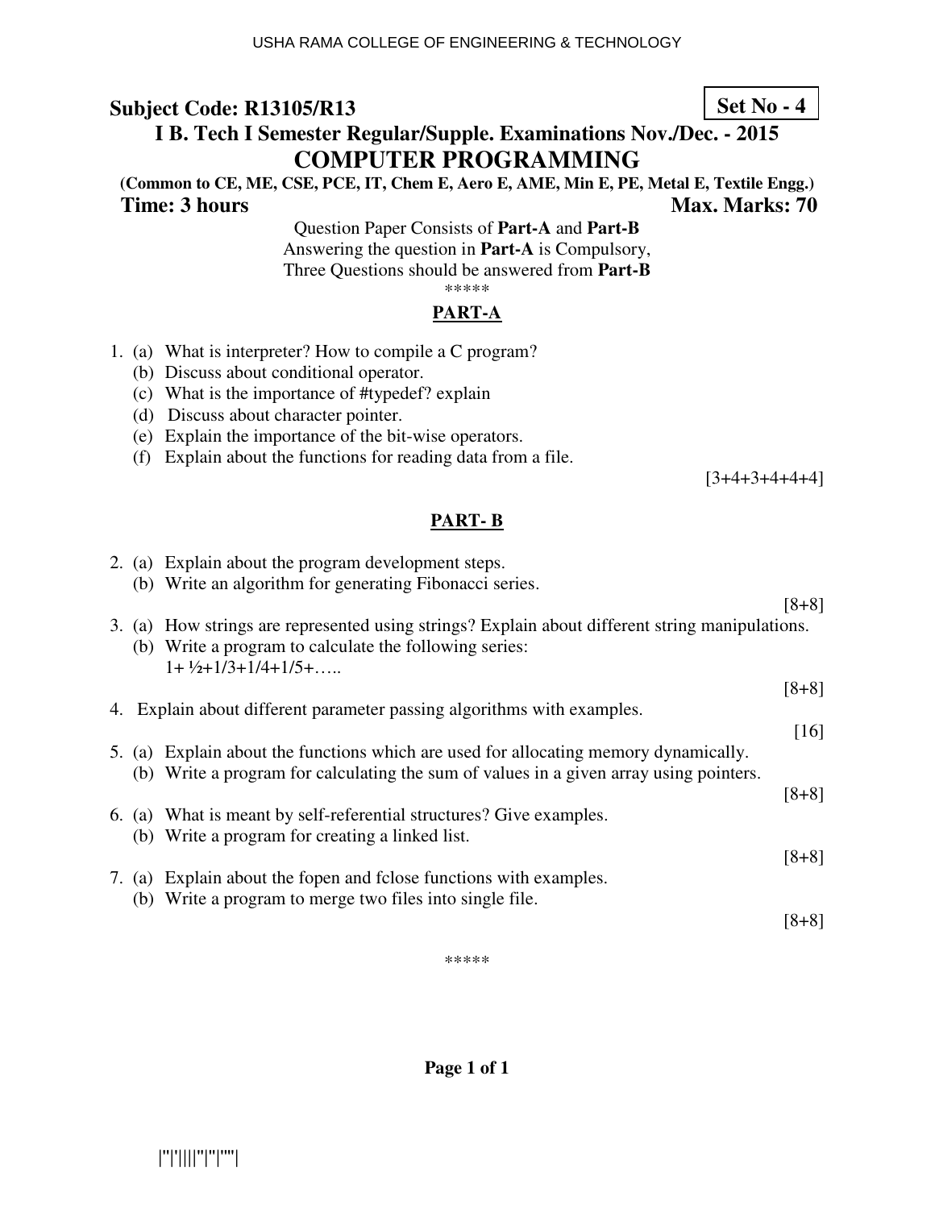**Subject Code: R13105/R13** **Set No - 4**

**I B. Tech I Semester Regular/Supple. Examinations Nov./Dec. - 2015**

# COMPUTER PROGRAMMING

**(Common to CE, ME, CSE, PCE, IT, Chem E, Aero E, AME, Min E, PE, Metal E, Textile Engg.)**

**Time: 3 hours** **Max. Marks: 70**

Question Paper Consists of **Part-A** and **Part-B**
Answering the question in **Part-A** is Compulsory,
Three Questions should be answered from **Part-B**

\*\*\*\*\*

## PART-A

1. (a) What is interpreter? How to compile a C program?
   (b) Discuss about conditional operator.
   (c) What is the importance of #typedef? explain
   (d) Discuss about character pointer.
   (e) Explain the importance of the bit-wise operators.
   (f) Explain about the functions for reading data from a file.

[3+4+3+4+4+4]

## PART- B

2. (a) Explain about the program development steps.
   (b) Write an algorithm for generating Fibonacci series.

[8+8]

3. (a) How strings are represented using strings? Explain about different string manipulations.
   (b) Write a program to calculate the following series:
   1+ ½+1/3+1/4+1/5+…..

[8+8]

4. Explain about different parameter passing algorithms with examples.

[16]

5. (a) Explain about the functions which are used for allocating memory dynamically.
   (b) Write a program for calculating the sum of values in a given array using pointers.

[8+8]

6. (a) What is meant by self-referential structures? Give examples.
   (b) Write a program for creating a linked list.

[8+8]

7. (a) Explain about the fopen and fclose functions with examples.
   (b) Write a program to merge two files into single file.

[8+8]

\*\*\*\*\*